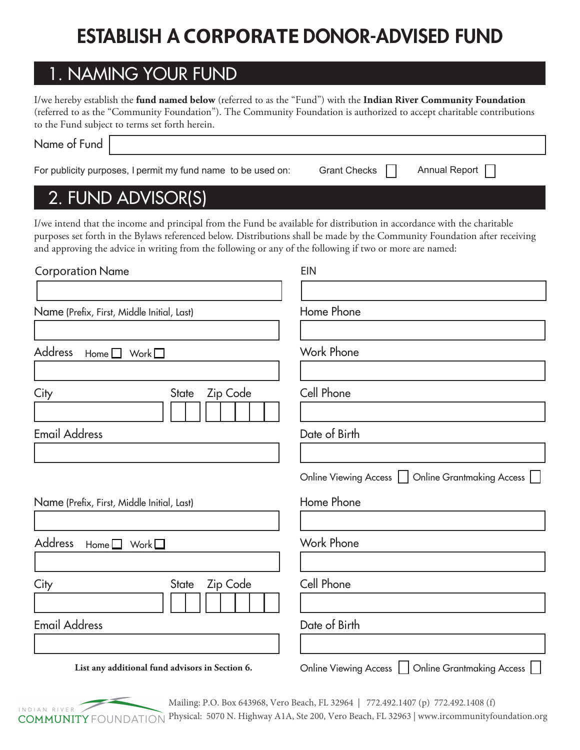# ESTABLISH A CORPORATE DONOR-ADVISED FUND

## 1. NAMING YOUR FUND

I/we hereby establish the **fund named below** (referred to as the "Fund") with the **Indian River Community Foundation** (referred to as the "Community Foundation"). The Community Foundation is authorized to accept charitable contributions to the Fund subject to terms set forth herein.

Name of Fund

For publicity purposes, I permit my fund name to be used on: Grant Checks ☐ Annual Report ☐

## 2. FUND ADVISOR(S)

I/we intend that the income and principal from the Fund be available for distribution in accordance with the charitable purposes set forth in the Bylaws referenced below. Distributions shall be made by the Community Foundation after receiving and approving the advice in writing from the following or any of the following if two or more are named:

Corporation Name

EIN

Name (Prefix, First, Middle Initial, Last)

Home Phone

Address Home ☐ Work ☐

Work Phone

City State Zip Code

Cell Phone

Email Address

Date of Birth

Online Viewing Access ☐ Online Grantmaking Access ☐

Name (Prefix, First, Middle Initial, Last)

Home Phone

Address Home ☐ Work ☐

Work Phone

City State Zip Code

Cell Phone

Email Address

Date of Birth

**List any additional fund advisors in Section 6.**

Online Viewing Access ☐ Online Grantmaking Access ☐

INDIAN RIVER COMMUNITY FOUNDATION

Mailing: P.O. Box 643968, Vero Beach, FL 32964 | 772.492.1407 (p) 772.492.1408 (f)
Physical: 5070 N. Highway A1A, Ste 200, Vero Beach, FL 32963 | www.ircommunityfoundation.org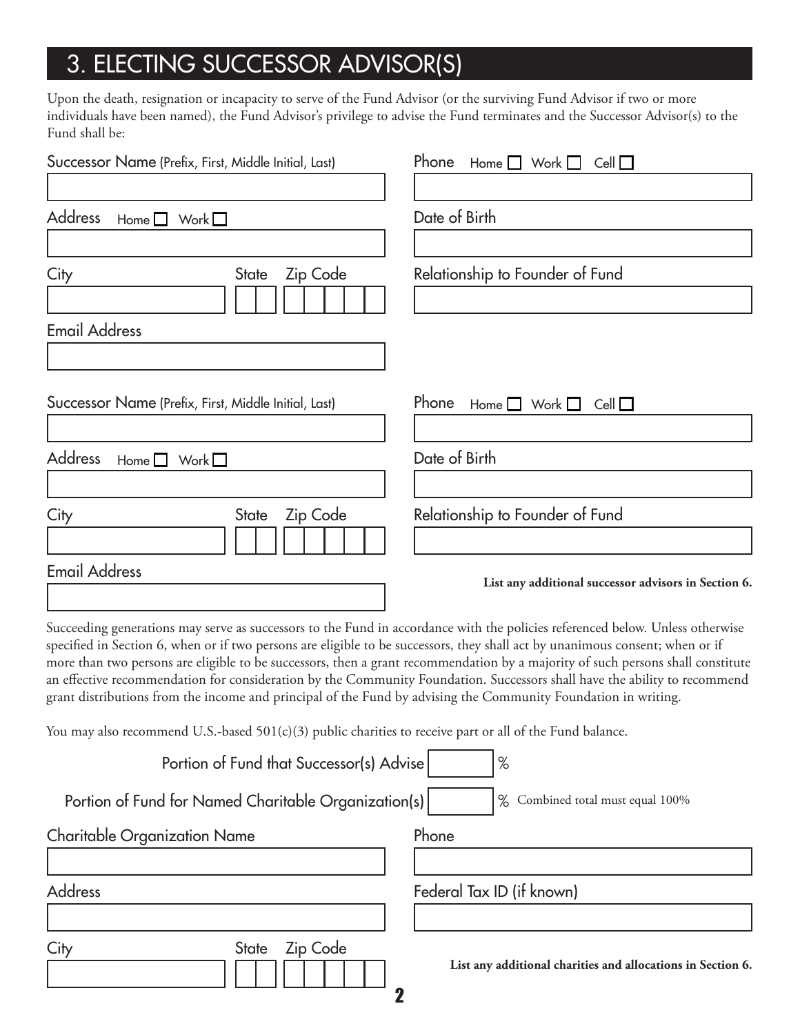## 3. ELECTING SUCCESSOR ADVISOR(S)

Upon the death, resignation or incapacity to serve of the Fund Advisor (or the surviving Fund Advisor if two or more individuals have been named), the Fund Advisor's privilege to advise the Fund terminates and the Successor Advisor(s) to the Fund shall be:

Successor Name (Prefix, First, Middle Initial, Last)

Phone Home ☐ Work ☐ Cell ☐

Address Home ☐ Work ☐

Date of Birth

City

State

Zip Code

Relationship to Founder of Fund

Email Address

Successor Name (Prefix, First, Middle Initial, Last)

Phone Home ☐ Work ☐ Cell ☐

Address Home ☐ Work ☐

Date of Birth

City

State

Zip Code

Relationship to Founder of Fund

Email Address

**List any additional successor advisors in Section 6.**

Succeeding generations may serve as successors to the Fund in accordance with the policies referenced below. Unless otherwise specified in Section 6, when or if two persons are eligible to be successors, they shall act by unanimous consent; when or if more than two persons are eligible to be successors, then a grant recommendation by a majority of such persons shall constitute an effective recommendation for consideration by the Community Foundation. Successors shall have the ability to recommend grant distributions from the income and principal of the Fund by advising the Community Foundation in writing.

You may also recommend U.S.-based 501(c)(3) public charities to receive part or all of the Fund balance.

Portion of Fund that Successor(s) Advise ______ %

Portion of Fund for Named Charitable Organization(s) ______ % Combined total must equal 100%

Charitable Organization Name

Phone

Address

Federal Tax ID (if known)

City

State

Zip Code

**List any additional charities and allocations in Section 6.**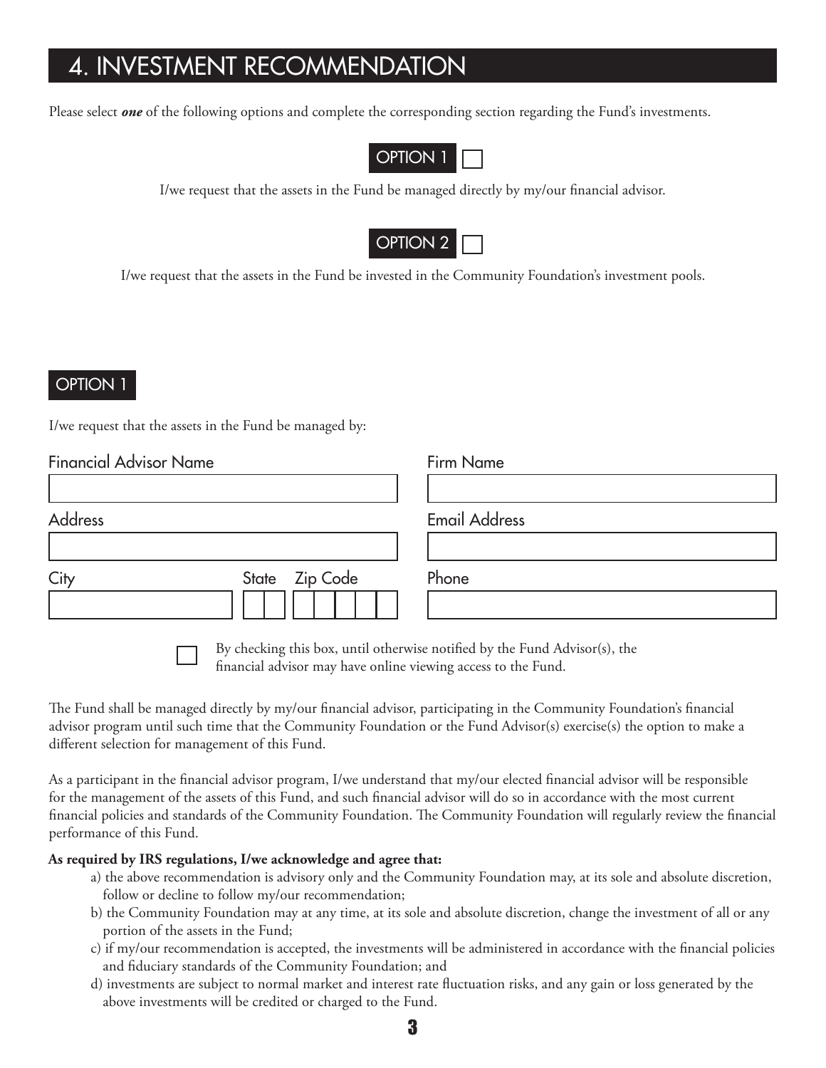# 4. INVESTMENT RECOMMENDATION

Please select ***one*** of the following options and complete the corresponding section regarding the Fund's investments.

**OPTION 1** ☐

I/we request that the assets in the Fund be managed directly by my/our financial advisor.

**OPTION 2** ☐

I/we request that the assets in the Fund be invested in the Community Foundation's investment pools.

## OPTION 1

I/we request that the assets in the Fund be managed by:

Financial Advisor Name ____________________

Firm Name ____________________

Address ____________________

Email Address ____________________

City ____________________ State ____ Zip Code ________

Phone ____________________

☐ By checking this box, until otherwise notified by the Fund Advisor(s), the financial advisor may have online viewing access to the Fund.

The Fund shall be managed directly by my/our financial advisor, participating in the Community Foundation's financial advisor program until such time that the Community Foundation or the Fund Advisor(s) exercise(s) the option to make a different selection for management of this Fund.

As a participant in the financial advisor program, I/we understand that my/our elected financial advisor will be responsible for the management of the assets of this Fund, and such financial advisor will do so in accordance with the most current financial policies and standards of the Community Foundation. The Community Foundation will regularly review the financial performance of this Fund.

**As required by IRS regulations, I/we acknowledge and agree that:**

a) the above recommendation is advisory only and the Community Foundation may, at its sole and absolute discretion, follow or decline to follow my/our recommendation;

b) the Community Foundation may at any time, at its sole and absolute discretion, change the investment of all or any portion of the assets in the Fund;

c) if my/our recommendation is accepted, the investments will be administered in accordance with the financial policies and fiduciary standards of the Community Foundation; and

d) investments are subject to normal market and interest rate fluctuation risks, and any gain or loss generated by the above investments will be credited or charged to the Fund.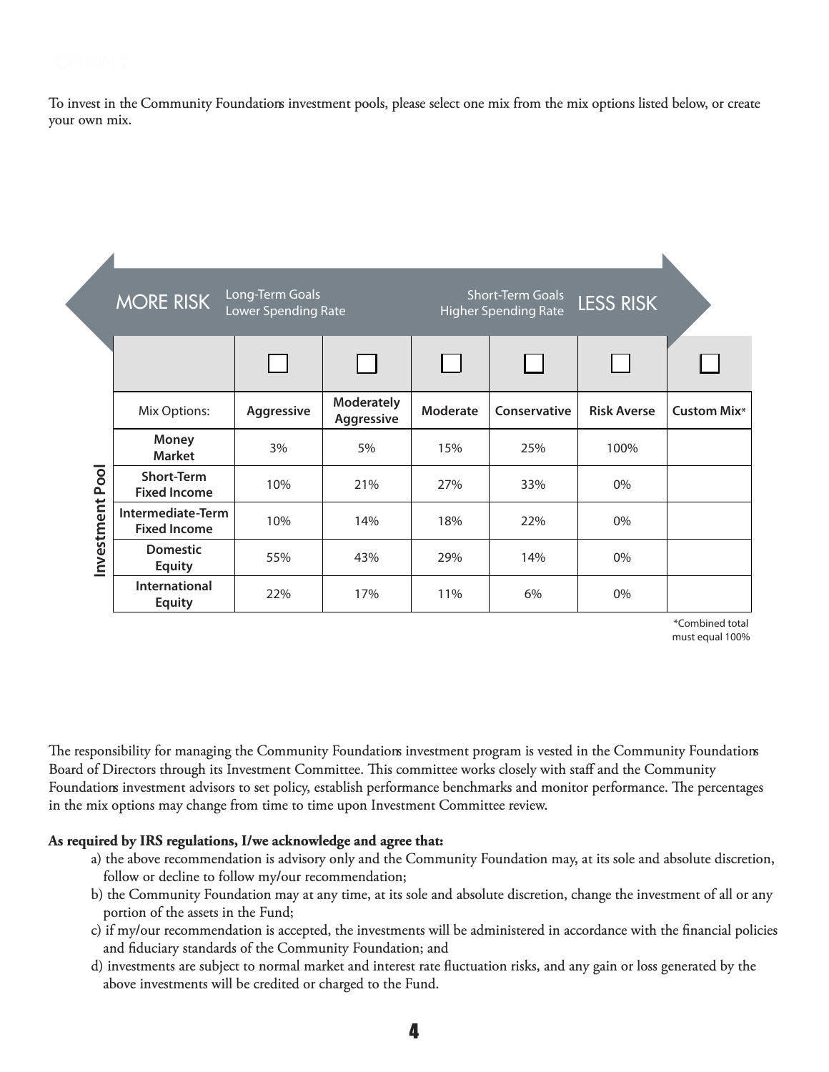To invest in the Community Foundations investment pools, please select one mix from the mix options listed below, or create your own mix.

MORE RISK — Long-Term Goals, Lower Spending Rate ⟷ Short-Term Goals, Higher Spending Rate — LESS RISK

| | ☐ | ☐ | ☐ | ☐ | ☐ | ☐ |
|---|---|---|---|---|---|---|
| **Mix Options:** | **Aggressive** | **Moderately Aggressive** | **Moderate** | **Conservative** | **Risk Averse** | **Custom Mix*** |
| **Money Market** | 3% | 5% | 15% | 25% | 100% | |
| **Short-Term Fixed Income** | 10% | 21% | 27% | 33% | 0% | |
| **Intermediate-Term Fixed Income** | 10% | 14% | 18% | 22% | 0% | |
| **Domestic Equity** | 55% | 43% | 29% | 14% | 0% | |
| **International Equity** | 22% | 17% | 11% | 6% | 0% | |

Investment Pool

*Combined total must equal 100%

The responsibility for managing the Community Foundations investment program is vested in the Community Foundations Board of Directors through its Investment Committee. This committee works closely with staff and the Community Foundations investment advisors to set policy, establish performance benchmarks and monitor performance. The percentages in the mix options may change from time to time upon Investment Committee review.

**As required by IRS regulations, I/we acknowledge and agree that:**

a) the above recommendation is advisory only and the Community Foundation may, at its sole and absolute discretion, follow or decline to follow my/our recommendation;

b) the Community Foundation may at any time, at its sole and absolute discretion, change the investment of all or any portion of the assets in the Fund;

c) if my/our recommendation is accepted, the investments will be administered in accordance with the financial policies and fiduciary standards of the Community Foundation; and

d) investments are subject to normal market and interest rate fluctuation risks, and any gain or loss generated by the above investments will be credited or charged to the Fund.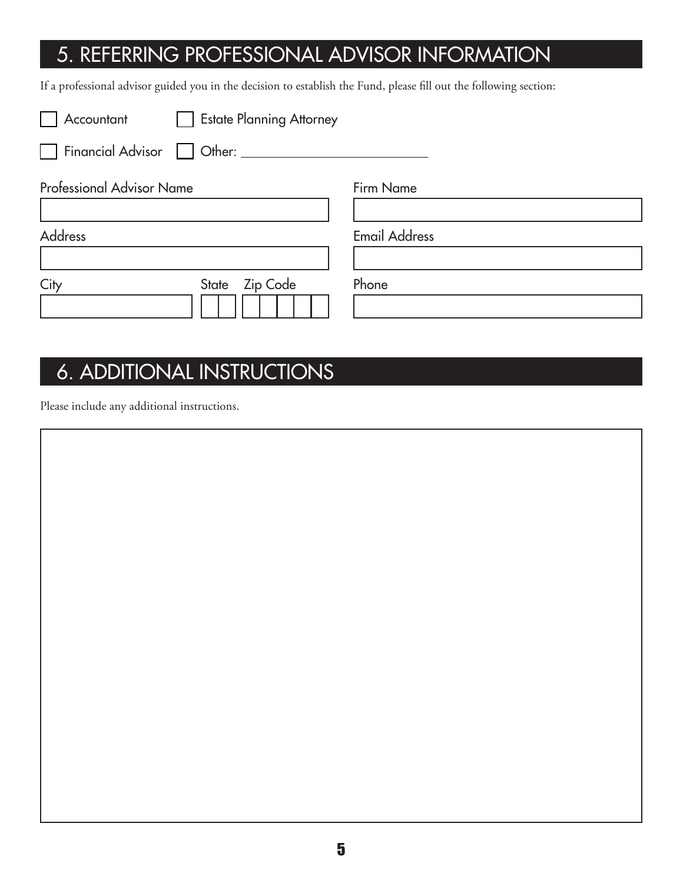## 5. REFERRING PROFESSIONAL ADVISOR INFORMATION

If a professional advisor guided you in the decision to establish the Fund, please fill out the following section:

- [ ] Accountant
- [ ] Estate Planning Attorney
- [ ] Financial Advisor
- [ ] Other: ___________________________

| Professional Advisor Name | | | Firm Name |
|---|---|---|---|
| | | | |
| **Address** | | | **Email Address** |
| | | | |
| **City** | **State** | **Zip Code** | **Phone** |
| | | | |

## 6. ADDITIONAL INSTRUCTIONS

Please include any additional instructions.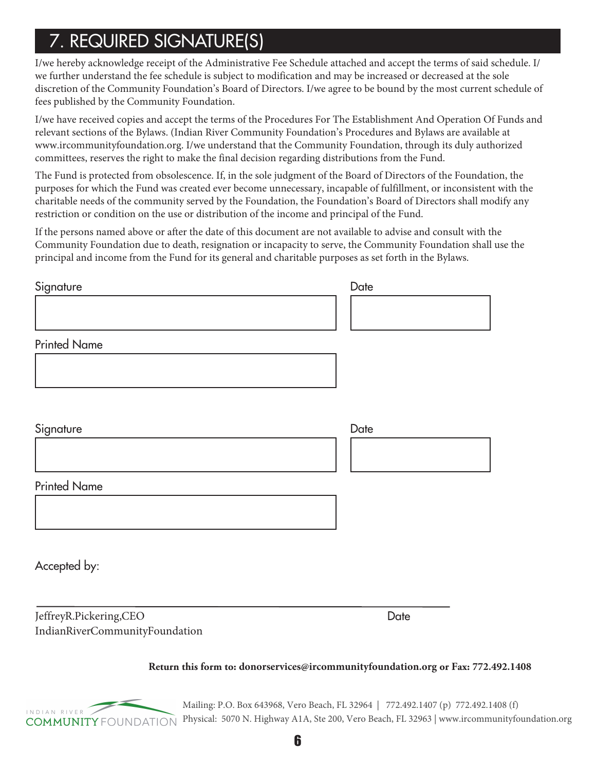# 7. REQUIRED SIGNATURE(S)

I/we hereby acknowledge receipt of the Administrative Fee Schedule attached and accept the terms of said schedule. I/we further understand the fee schedule is subject to modification and may be increased or decreased at the sole discretion of the Community Foundation's Board of Directors. I/we agree to be bound by the most current schedule of fees published by the Community Foundation.

I/we have received copies and accept the terms of the Procedures For The Establishment And Operation Of Funds and relevant sections of the Bylaws. (Indian River Community Foundation's Procedures and Bylaws are available at www.ircommunityfoundation.org. I/we understand that the Community Foundation, through its duly authorized committees, reserves the right to make the final decision regarding distributions from the Fund.

The Fund is protected from obsolescence. If, in the sole judgment of the Board of Directors of the Foundation, the purposes for which the Fund was created ever become unnecessary, incapable of fulfillment, or inconsistent with the charitable needs of the community served by the Foundation, the Foundation's Board of Directors shall modify any restriction or condition on the use or distribution of the income and principal of the Fund.

If the persons named above or after the date of this document are not available to advise and consult with the Community Foundation due to death, resignation or incapacity to serve, the Community Foundation shall use the principal and income from the Fund for its general and charitable purposes as set forth in the Bylaws.

Signature ______________________ Date __________

Printed Name ______________________

Signature ______________________ Date __________

Printed Name ______________________

Accepted by:

______________________________________________

JeffreyR.Pickering,CEO Date
IndianRiverCommunityFoundation

**Return this form to: donorservices@ircommunityfoundation.org or Fax: 772.492.1408**

INDIAN RIVER COMMUNITY FOUNDATION

Mailing: P.O. Box 643968, Vero Beach, FL 32964 | 772.492.1407 (p) 772.492.1408 (f)
Physical: 5070 N. Highway A1A, Ste 200, Vero Beach, FL 32963 | www.ircommunityfoundation.org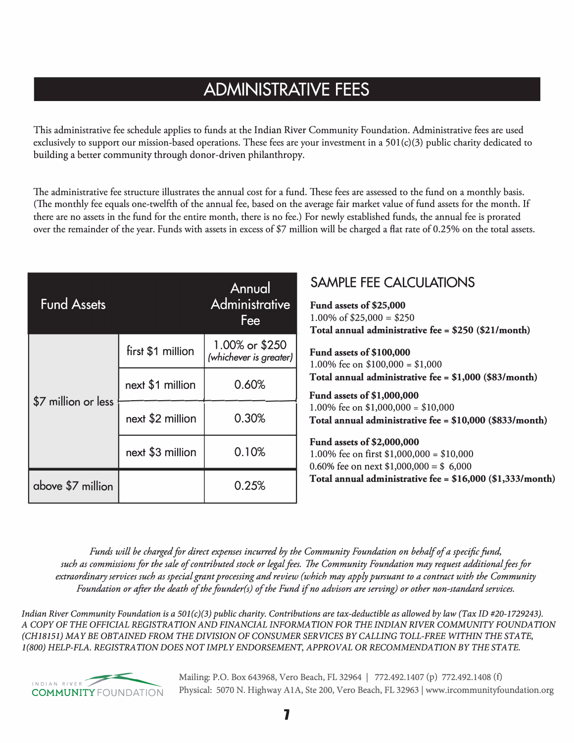# ADMINISTRATIVE FEES

This administrative fee schedule applies to funds at the Indian River Community Foundation. Administrative fees are used exclusively to support our mission-based operations. These fees are your investment in a 501(c)(3) public charity dedicated to building a better community through donor-driven philanthropy.

The administrative fee structure illustrates the annual cost for a fund. These fees are assessed to the fund on a monthly basis. (The monthly fee equals one-twelfth of the annual fee, based on the average fair market value of fund assets for the month. If there are no assets in the fund for the entire month, there is no fee.) For newly established funds, the annual fee is prorated over the remainder of the year. Funds with assets in excess of $7 million will be charged a flat rate of 0.25% on the total assets.

| Fund Assets | | Annual Administrative Fee |
|---|---|---|
| $7 million or less | first $1 million | 1.00% or $250 *(whichever is greater)* |
| | next $1 million | 0.60% |
| | next $2 million | 0.30% |
| | next $3 million | 0.10% |
| above $7 million | | 0.25% |

## SAMPLE FEE CALCULATIONS

**Fund assets of $25,000**
1.00% of $25,000 = $250
**Total annual administrative fee = $250 ($21/month)**

**Fund assets of $100,000**
1.00% fee on $100,000 = $1,000
**Total annual administrative fee = $1,000 ($83/month)**

**Fund assets of $1,000,000**
1.00% fee on $1,000,000 = $10,000
**Total annual administrative fee = $10,000 ($833/month)**

**Fund assets of $2,000,000**
1.00% fee on first $1,000,000 = $10,000
0.60% fee on next $1,000,000 = $ 6,000
**Total annual administrative fee = $16,000 ($1,333/month)**

*Funds will be charged for direct expenses incurred by the Community Foundation on behalf of a specific fund, such as commissions for the sale of contributed stock or legal fees. The Community Foundation may request additional fees for extraordinary services such as special grant processing and review (which may apply pursuant to a contract with the Community Foundation or after the death of the founder(s) of the Fund if no advisors are serving) or other non-standard services.*

*Indian River Community Foundation is a 501(c)(3) public charity. Contributions are tax-deductible as allowed by law (Tax ID #20-1729243). A COPY OF THE OFFICIAL REGISTRATION AND FINANCIAL INFORMATION FOR THE INDIAN RIVER COMMUNITY FOUNDATION (CH18151) MAY BE OBTAINED FROM THE DIVISION OF CONSUMER SERVICES BY CALLING TOLL-FREE WITHIN THE STATE, 1(800) HELP-FLA. REGISTRATION DOES NOT IMPLY ENDORSEMENT, APPROVAL OR RECOMMENDATION BY THE STATE.*

INDIAN RIVER COMMUNITY FOUNDATION

Mailing: P.O. Box 643968, Vero Beach, FL 32964 | 772.492.1407 (p) 772.492.1408 (f)
Physical: 5070 N. Highway A1A, Ste 200, Vero Beach, FL 32963 | www.ircommunityfoundation.org